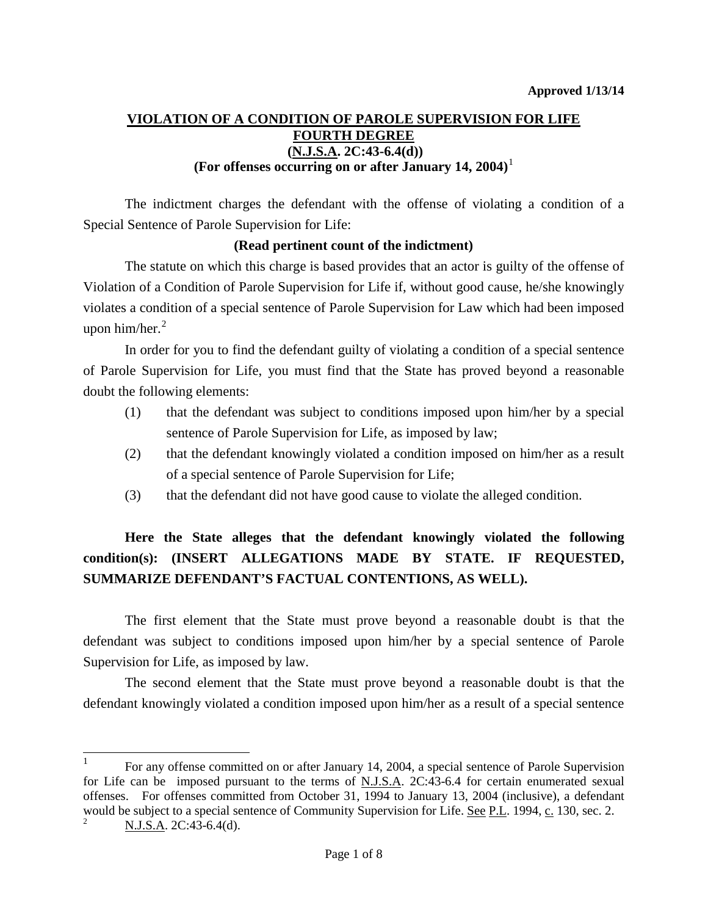**Approved 1/13/14**

# VIOLATION OF A CONDITION OF PAROLE SUPERVISION FOR LIFE
## FOURTH DEGREE
## (N.J.S.A. 2C:43-6.4(d))
## (For offenses occurring on or after January 14, 2004)[1]

The indictment charges the defendant with the offense of violating a condition of a Special Sentence of Parole Supervision for Life:

**(Read pertinent count of the indictment)**

The statute on which this charge is based provides that an actor is guilty of the offense of Violation of a Condition of Parole Supervision for Life if, without good cause, he/she knowingly violates a condition of a special sentence of Parole Supervision for Law which had been imposed upon him/her.[2]

In order for you to find the defendant guilty of violating a condition of a special sentence of Parole Supervision for Life, you must find that the State has proved beyond a reasonable doubt the following elements:

(1) that the defendant was subject to conditions imposed upon him/her by a special sentence of Parole Supervision for Life, as imposed by law;

(2) that the defendant knowingly violated a condition imposed on him/her as a result of a special sentence of Parole Supervision for Life;

(3) that the defendant did not have good cause to violate the alleged condition.

**Here the State alleges that the defendant knowingly violated the following condition(s): (INSERT ALLEGATIONS MADE BY STATE. IF REQUESTED, SUMMARIZE DEFENDANT'S FACTUAL CONTENTIONS, AS WELL).**

The first element that the State must prove beyond a reasonable doubt is that the defendant was subject to conditions imposed upon him/her by a special sentence of Parole Supervision for Life, as imposed by law.

The second element that the State must prove beyond a reasonable doubt is that the defendant knowingly violated a condition imposed upon him/her as a result of a special sentence

---

[1] For any offense committed on or after January 14, 2004, a special sentence of Parole Supervision for Life can be imposed pursuant to the terms of N.J.S.A. 2C:43-6.4 for certain enumerated sexual offenses. For offenses committed from October 31, 1994 to January 13, 2004 (inclusive), a defendant would be subject to a special sentence of Community Supervision for Life. See P.L. 1994, c. 130, sec. 2.

[2] N.J.S.A. 2C:43-6.4(d).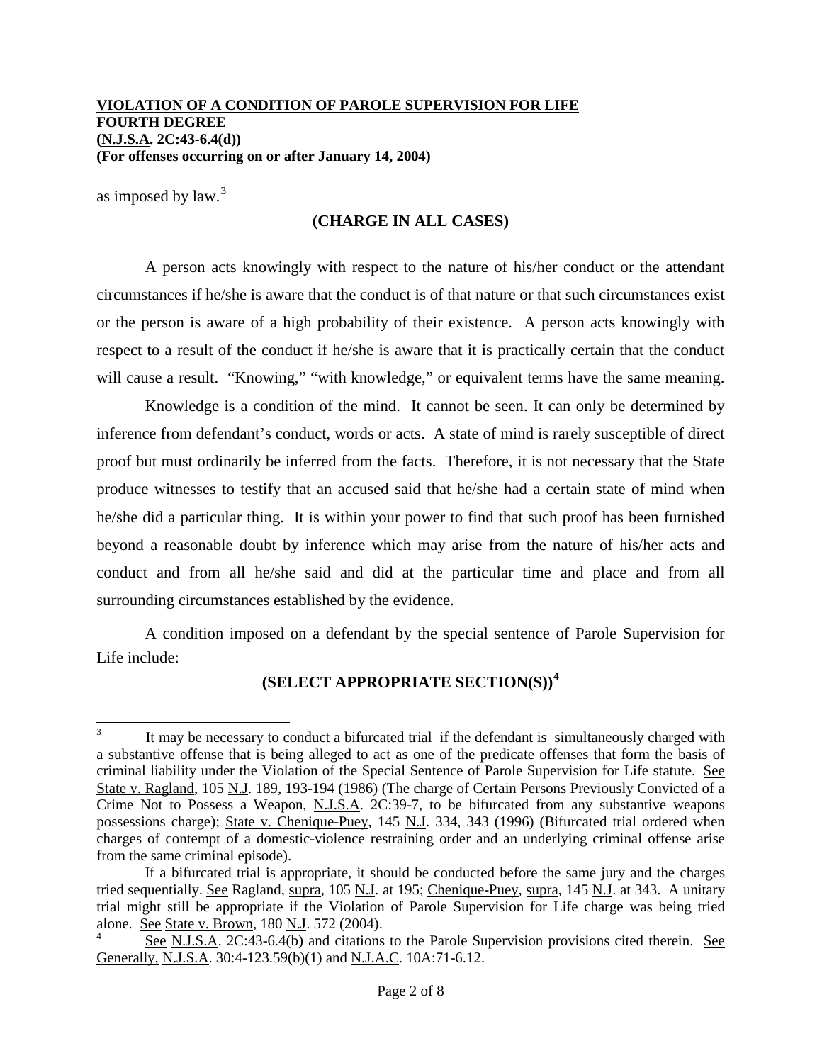as imposed by law.[3]

**(CHARGE IN ALL CASES)**

A person acts knowingly with respect to the nature of his/her conduct or the attendant circumstances if he/she is aware that the conduct is of that nature or that such circumstances exist or the person is aware of a high probability of their existence. A person acts knowingly with respect to a result of the conduct if he/she is aware that it is practically certain that the conduct will cause a result. "Knowing," "with knowledge," or equivalent terms have the same meaning.

Knowledge is a condition of the mind. It cannot be seen. It can only be determined by inference from defendant's conduct, words or acts. A state of mind is rarely susceptible of direct proof but must ordinarily be inferred from the facts. Therefore, it is not necessary that the State produce witnesses to testify that an accused said that he/she had a certain state of mind when he/she did a particular thing. It is within your power to find that such proof has been furnished beyond a reasonable doubt by inference which may arise from the nature of his/her acts and conduct and from all he/she said and did at the particular time and place and from all surrounding circumstances established by the evidence.

A condition imposed on a defendant by the special sentence of Parole Supervision for Life include:

**(SELECT APPROPRIATE SECTION(S))**[4]

---

[3] It may be necessary to conduct a bifurcated trial if the defendant is simultaneously charged with a substantive offense that is being alleged to act as one of the predicate offenses that form the basis of criminal liability under the Violation of the Special Sentence of Parole Supervision for Life statute. See State v. Ragland, 105 N.J. 189, 193-194 (1986) (The charge of Certain Persons Previously Convicted of a Crime Not to Possess a Weapon, N.J.S.A. 2C:39-7, to be bifurcated from any substantive weapons possessions charge); State v. Chenique-Puey, 145 N.J. 334, 343 (1996) (Bifurcated trial ordered when charges of contempt of a domestic-violence restraining order and an underlying criminal offense arise from the same criminal episode).

If a bifurcated trial is appropriate, it should be conducted before the same jury and the charges tried sequentially. See Ragland, supra, 105 N.J. at 195; Chenique-Puey, supra, 145 N.J. at 343. A unitary trial might still be appropriate if the Violation of Parole Supervision for Life charge was being tried alone. See State v. Brown, 180 N.J. 572 (2004).

[4] See N.J.S.A. 2C:43-6.4(b) and citations to the Parole Supervision provisions cited therein. See Generally, N.J.S.A. 30:4-123.59(b)(1) and N.J.A.C. 10A:71-6.12.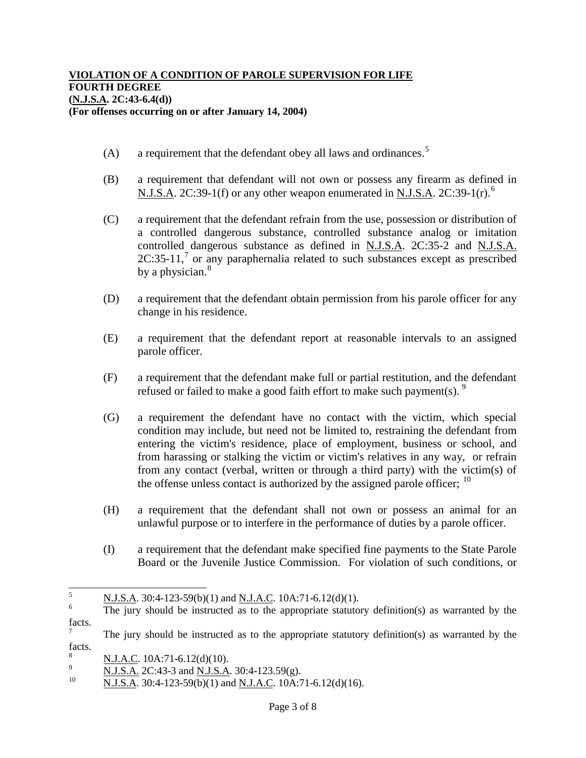(A) a requirement that the defendant obey all laws and ordinances.[5]

(B) a requirement that defendant will not own or possess any firearm as defined in N.J.S.A. 2C:39-1(f) or any other weapon enumerated in N.J.S.A. 2C:39-1(r).[6]

(C) a requirement that the defendant refrain from the use, possession or distribution of a controlled dangerous substance, controlled substance analog or imitation controlled dangerous substance as defined in N.J.S.A. 2C:35-2 and N.J.S.A. 2C:35-11,[7] or any paraphernalia related to such substances except as prescribed by a physician.[8]

(D) a requirement that the defendant obtain permission from his parole officer for any change in his residence.

(E) a requirement that the defendant report at reasonable intervals to an assigned parole officer.

(F) a requirement that the defendant make full or partial restitution, and the defendant refused or failed to make a good faith effort to make such payment(s).[9]

(G) a requirement the defendant have no contact with the victim, which special condition may include, but need not be limited to, restraining the defendant from entering the victim's residence, place of employment, business or school, and from harassing or stalking the victim or victim's relatives in any way, or refrain from any contact (verbal, written or through a third party) with the victim(s) of the offense unless contact is authorized by the assigned parole officer;[10]

(H) a requirement that the defendant shall not own or possess an animal for an unlawful purpose or to interfere in the performance of duties by a parole officer.

(I) a requirement that the defendant make specified fine payments to the State Parole Board or the Juvenile Justice Commission. For violation of such conditions, or

---

[5] N.J.S.A. 30:4-123-59(b)(1) and N.J.A.C. 10A:71-6.12(d)(1).

[6] The jury should be instructed as to the appropriate statutory definition(s) as warranted by the facts.

[7] The jury should be instructed as to the appropriate statutory definition(s) as warranted by the facts.

[8] N.J.A.C. 10A:71-6.12(d)(10).

[9] N.J.S.A. 2C:43-3 and N.J.S.A. 30:4-123.59(g).

[10] N.J.S.A. 30:4-123-59(b)(1) and N.J.A.C. 10A:71-6.12(d)(16).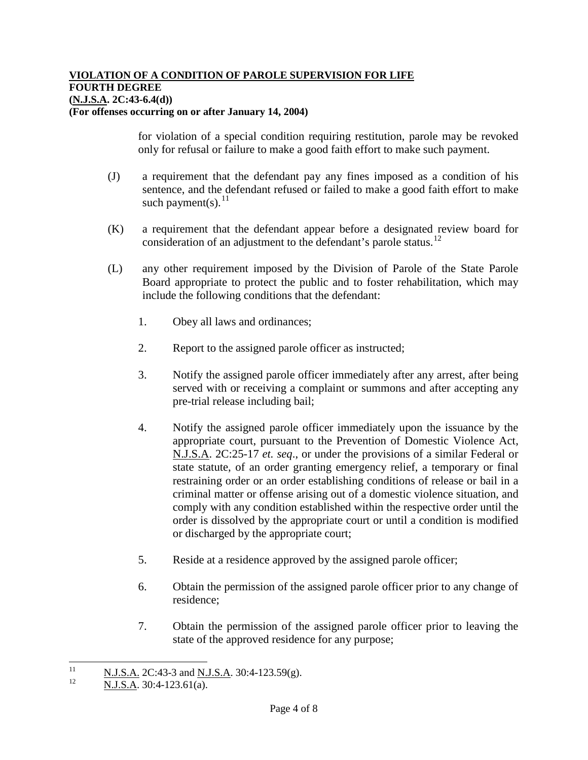**VIOLATION OF A CONDITION OF PAROLE SUPERVISION FOR LIFE**
**FOURTH DEGREE**
**(N.J.S.A. 2C:43-6.4(d))**
**(For offenses occurring on or after January 14, 2004)**

for violation of a special condition requiring restitution, parole may be revoked only for refusal or failure to make a good faith effort to make such payment.

(J) a requirement that the defendant pay any fines imposed as a condition of his sentence, and the defendant refused or failed to make a good faith effort to make such payment(s).[11]

(K) a requirement that the defendant appear before a designated review board for consideration of an adjustment to the defendant's parole status.[12]

(L) any other requirement imposed by the Division of Parole of the State Parole Board appropriate to protect the public and to foster rehabilitation, which may include the following conditions that the defendant:

1. Obey all laws and ordinances;

2. Report to the assigned parole officer as instructed;

3. Notify the assigned parole officer immediately after any arrest, after being served with or receiving a complaint or summons and after accepting any pre-trial release including bail;

4. Notify the assigned parole officer immediately upon the issuance by the appropriate court, pursuant to the Prevention of Domestic Violence Act, N.J.S.A. 2C:25-17 *et. seq*., or under the provisions of a similar Federal or state statute, of an order granting emergency relief, a temporary or final restraining order or an order establishing conditions of release or bail in a criminal matter or offense arising out of a domestic violence situation, and comply with any condition established within the respective order until the order is dissolved by the appropriate court or until a condition is modified or discharged by the appropriate court;

5. Reside at a residence approved by the assigned parole officer;

6. Obtain the permission of the assigned parole officer prior to any change of residence;

7. Obtain the permission of the assigned parole officer prior to leaving the state of the approved residence for any purpose;

---

[11] N.J.S.A. 2C:43-3 and N.J.S.A. 30:4-123.59(g).

[12] N.J.S.A. 30:4-123.61(a).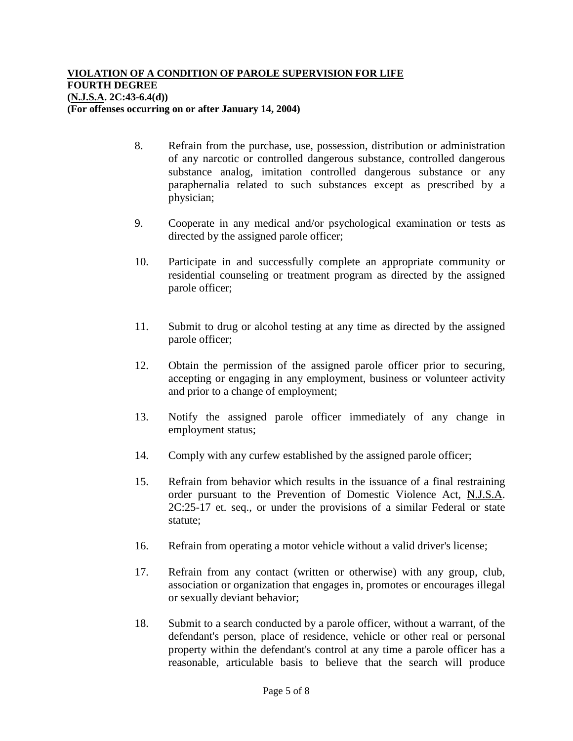**VIOLATION OF A CONDITION OF PAROLE SUPERVISION FOR LIFE**
**FOURTH DEGREE**
**(N.J.S.A. 2C:43-6.4(d))**
**(For offenses occurring on or after January 14, 2004)**

8. Refrain from the purchase, use, possession, distribution or administration of any narcotic or controlled dangerous substance, controlled dangerous substance analog, imitation controlled dangerous substance or any paraphernalia related to such substances except as prescribed by a physician;

9. Cooperate in any medical and/or psychological examination or tests as directed by the assigned parole officer;

10. Participate in and successfully complete an appropriate community or residential counseling or treatment program as directed by the assigned parole officer;

11. Submit to drug or alcohol testing at any time as directed by the assigned parole officer;

12. Obtain the permission of the assigned parole officer prior to securing, accepting or engaging in any employment, business or volunteer activity and prior to a change of employment;

13. Notify the assigned parole officer immediately of any change in employment status;

14. Comply with any curfew established by the assigned parole officer;

15. Refrain from behavior which results in the issuance of a final restraining order pursuant to the Prevention of Domestic Violence Act, N.J.S.A. 2C:25-17 et. seq., or under the provisions of a similar Federal or state statute;

16. Refrain from operating a motor vehicle without a valid driver's license;

17. Refrain from any contact (written or otherwise) with any group, club, association or organization that engages in, promotes or encourages illegal or sexually deviant behavior;

18. Submit to a search conducted by a parole officer, without a warrant, of the defendant's person, place of residence, vehicle or other real or personal property within the defendant's control at any time a parole officer has a reasonable, articulable basis to believe that the search will produce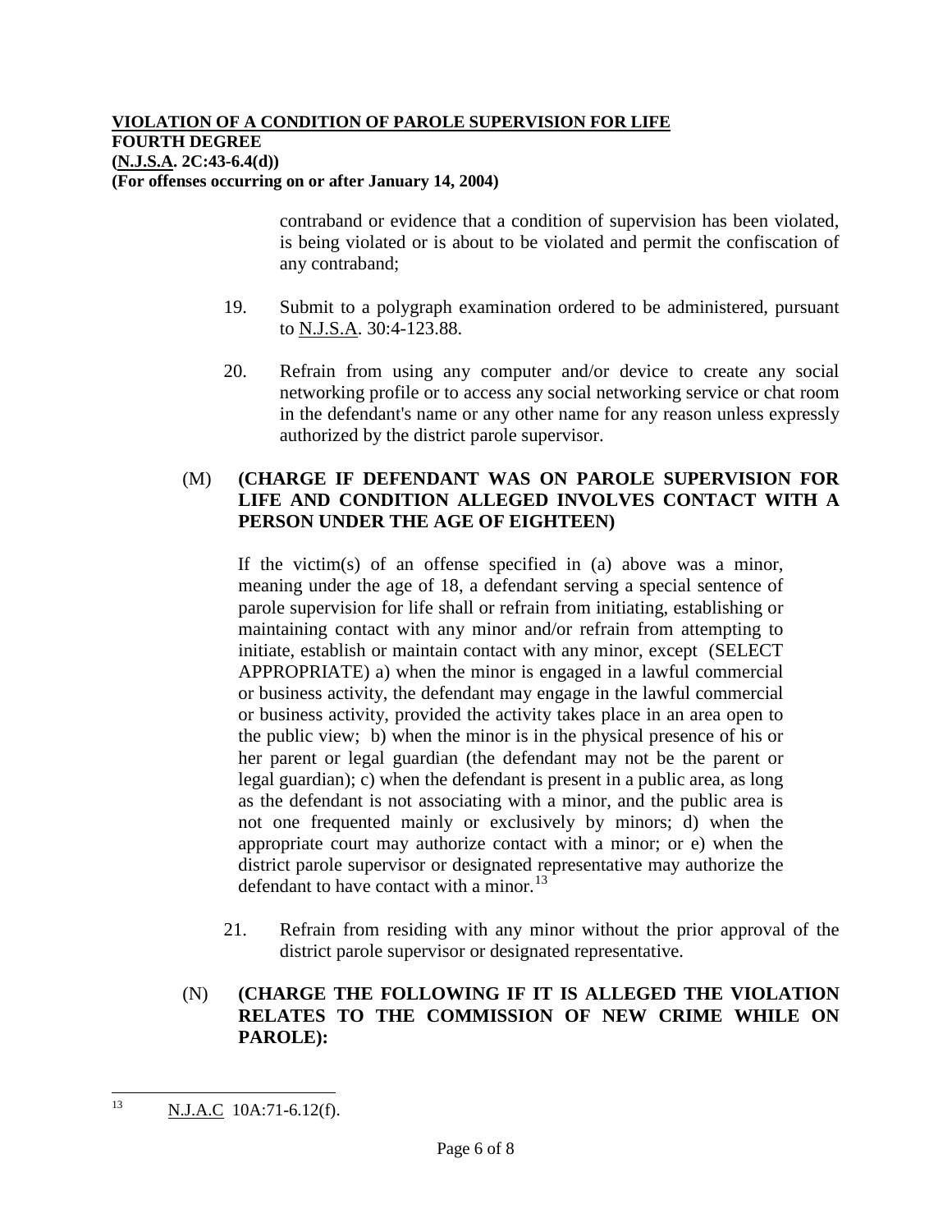**VIOLATION OF A CONDITION OF PAROLE SUPERVISION FOR LIFE**
**FOURTH DEGREE**
**(N.J.S.A. 2C:43-6.4(d))**
**(For offenses occurring on or after January 14, 2004)**

contraband or evidence that a condition of supervision has been violated, is being violated or is about to be violated and permit the confiscation of any contraband;

19. Submit to a polygraph examination ordered to be administered, pursuant to N.J.S.A. 30:4-123.88.

20. Refrain from using any computer and/or device to create any social networking profile or to access any social networking service or chat room in the defendant's name or any other name for any reason unless expressly authorized by the district parole supervisor.

(M) **(CHARGE IF DEFENDANT WAS ON PAROLE SUPERVISION FOR LIFE AND CONDITION ALLEGED INVOLVES CONTACT WITH A PERSON UNDER THE AGE OF EIGHTEEN)**

If the victim(s) of an offense specified in (a) above was a minor, meaning under the age of 18, a defendant serving a special sentence of parole supervision for life shall or refrain from initiating, establishing or maintaining contact with any minor and/or refrain from attempting to initiate, establish or maintain contact with any minor, except (SELECT APPROPRIATE) a) when the minor is engaged in a lawful commercial or business activity, the defendant may engage in the lawful commercial or business activity, provided the activity takes place in an area open to the public view; b) when the minor is in the physical presence of his or her parent or legal guardian (the defendant may not be the parent or legal guardian); c) when the defendant is present in a public area, as long as the defendant is not associating with a minor, and the public area is not one frequented mainly or exclusively by minors; d) when the appropriate court may authorize contact with a minor; or e) when the district parole supervisor or designated representative may authorize the defendant to have contact with a minor.[13]

21. Refrain from residing with any minor without the prior approval of the district parole supervisor or designated representative.

(N) **(CHARGE THE FOLLOWING IF IT IS ALLEGED THE VIOLATION RELATES TO THE COMMISSION OF NEW CRIME WHILE ON PAROLE):**

---

[13] N.J.A.C 10A:71-6.12(f).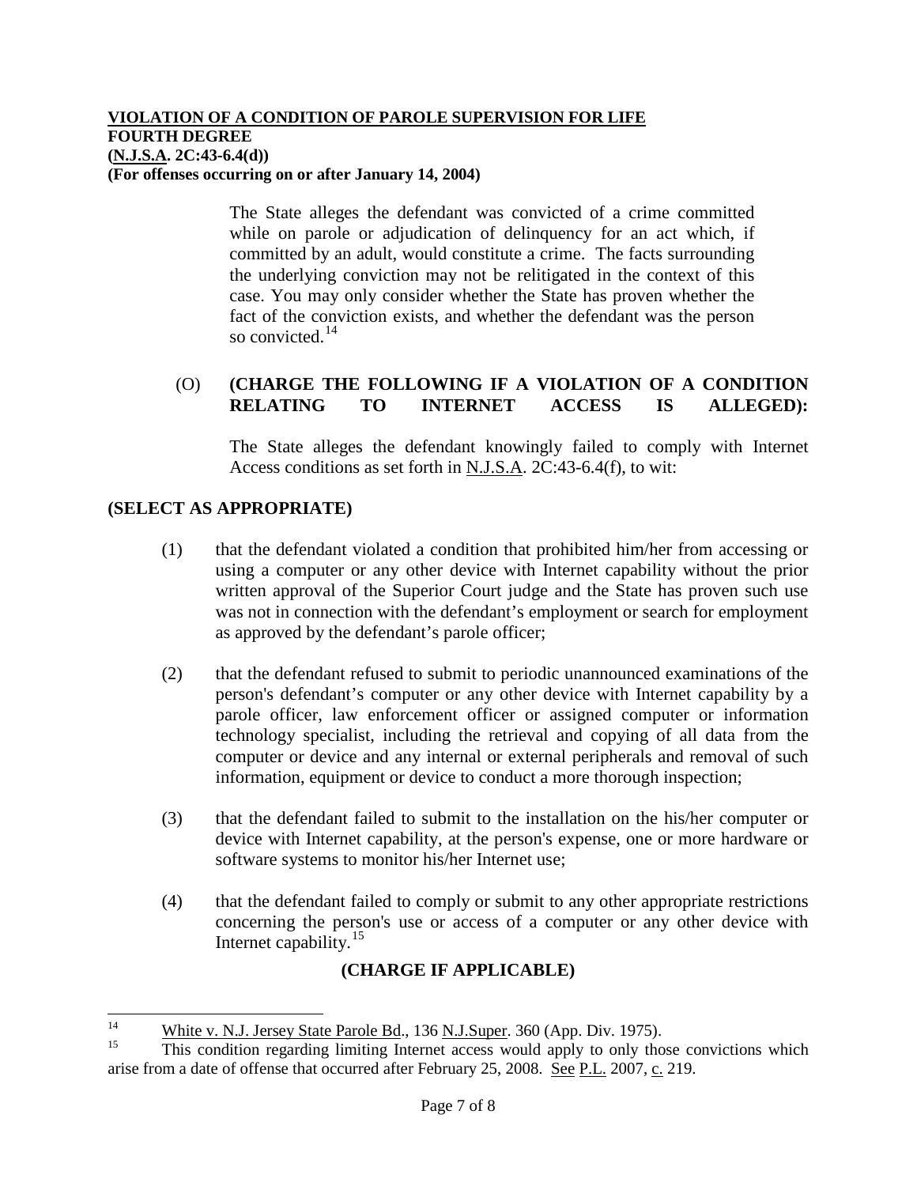**VIOLATION OF A CONDITION OF PAROLE SUPERVISION FOR LIFE**
**FOURTH DEGREE**
**(N.J.S.A. 2C:43-6.4(d))**
**(For offenses occurring on or after January 14, 2004)**

The State alleges the defendant was convicted of a crime committed while on parole or adjudication of delinquency for an act which, if committed by an adult, would constitute a crime. The facts surrounding the underlying conviction may not be relitigated in the context of this case. You may only consider whether the State has proven whether the fact of the conviction exists, and whether the defendant was the person so convicted.[14]

(O) **(CHARGE THE FOLLOWING IF A VIOLATION OF A CONDITION RELATING TO INTERNET ACCESS IS ALLEGED):**

The State alleges the defendant knowingly failed to comply with Internet Access conditions as set forth in N.J.S.A. 2C:43-6.4(f), to wit:

**(SELECT AS APPROPRIATE)**

(1) that the defendant violated a condition that prohibited him/her from accessing or using a computer or any other device with Internet capability without the prior written approval of the Superior Court judge and the State has proven such use was not in connection with the defendant's employment or search for employment as approved by the defendant's parole officer;

(2) that the defendant refused to submit to periodic unannounced examinations of the person's defendant's computer or any other device with Internet capability by a parole officer, law enforcement officer or assigned computer or information technology specialist, including the retrieval and copying of all data from the computer or device and any internal or external peripherals and removal of such information, equipment or device to conduct a more thorough inspection;

(3) that the defendant failed to submit to the installation on the his/her computer or device with Internet capability, at the person's expense, one or more hardware or software systems to monitor his/her Internet use;

(4) that the defendant failed to comply or submit to any other appropriate restrictions concerning the person's use or access of a computer or any other device with Internet capability.[15]

**(CHARGE IF APPLICABLE)**

---

[14] White v. N.J. Jersey State Parole Bd., 136 N.J.Super. 360 (App. Div. 1975).

[15] This condition regarding limiting Internet access would apply to only those convictions which arise from a date of offense that occurred after February 25, 2008. See P.L. 2007, c. 219.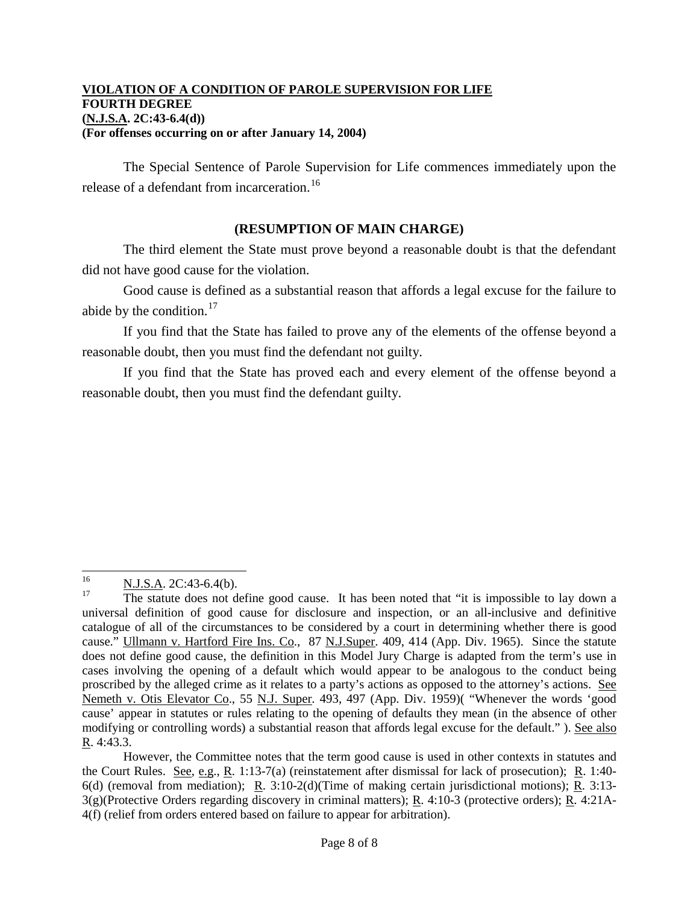**VIOLATION OF A CONDITION OF PAROLE SUPERVISION FOR LIFE**
**FOURTH DEGREE**
**(N.J.S.A. 2C:43-6.4(d))**
**(For offenses occurring on or after January 14, 2004)**

The Special Sentence of Parole Supervision for Life commences immediately upon the release of a defendant from incarceration.[16]

**(RESUMPTION OF MAIN CHARGE)**

The third element the State must prove beyond a reasonable doubt is that the defendant did not have good cause for the violation.

Good cause is defined as a substantial reason that affords a legal excuse for the failure to abide by the condition.[17]

If you find that the State has failed to prove any of the elements of the offense beyond a reasonable doubt, then you must find the defendant not guilty.

If you find that the State has proved each and every element of the offense beyond a reasonable doubt, then you must find the defendant guilty.

---

[16] N.J.S.A. 2C:43-6.4(b).

[17] The statute does not define good cause. It has been noted that "it is impossible to lay down a universal definition of good cause for disclosure and inspection, or an all-inclusive and definitive catalogue of all of the circumstances to be considered by a court in determining whether there is good cause." Ullmann v. Hartford Fire Ins. Co., 87 N.J.Super. 409, 414 (App. Div. 1965). Since the statute does not define good cause, the definition in this Model Jury Charge is adapted from the term's use in cases involving the opening of a default which would appear to be analogous to the conduct being proscribed by the alleged crime as it relates to a party's actions as opposed to the attorney's actions. See Nemeth v. Otis Elevator Co., 55 N.J. Super. 493, 497 (App. Div. 1959)( "Whenever the words 'good cause' appear in statutes or rules relating to the opening of defaults they mean (in the absence of other modifying or controlling words) a substantial reason that affords legal excuse for the default." ). See also R. 4:43.3.

However, the Committee notes that the term good cause is used in other contexts in statutes and the Court Rules. See, e.g., R. 1:13-7(a) (reinstatement after dismissal for lack of prosecution); R. 1:40-6(d) (removal from mediation); R. 3:10-2(d)(Time of making certain jurisdictional motions); R. 3:13-3(g)(Protective Orders regarding discovery in criminal matters); R. 4:10-3 (protective orders); R. 4:21A-4(f) (relief from orders entered based on failure to appear for arbitration).